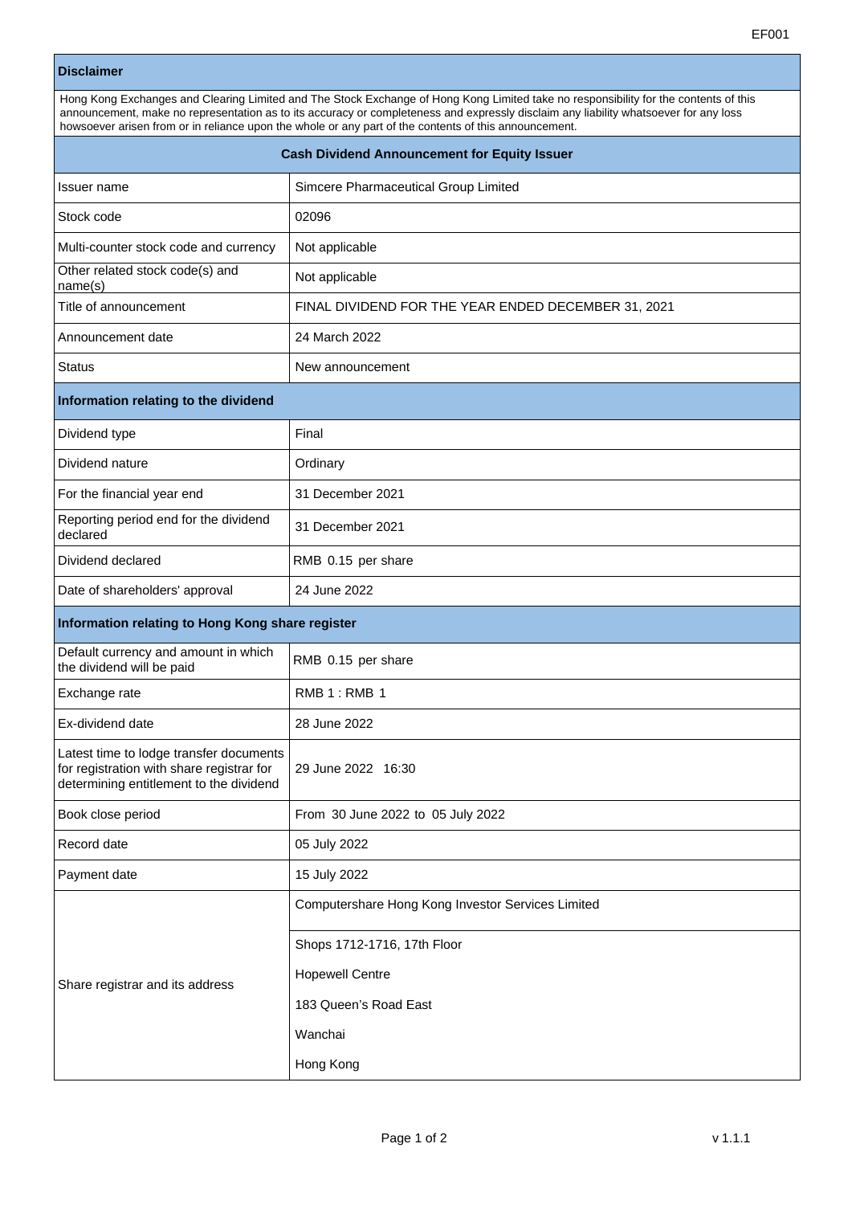EF001

| **Disclaimer** | |
|---|---|
| Hong Kong Exchanges and Clearing Limited and The Stock Exchange of Hong Kong Limited take no responsibility for the contents of this announcement, make no representation as to its accuracy or completeness and expressly disclaim any liability whatsoever for any loss howsoever arisen from or in reliance upon the whole or any part of the contents of this announcement. | |
| **Cash Dividend Announcement for Equity Issuer** | |
| Issuer name | Simcere Pharmaceutical Group Limited |
| Stock code | 02096 |
| Multi-counter stock code and currency | Not applicable |
| Other related stock code(s) and name(s) | Not applicable |
| Title of announcement | FINAL DIVIDEND FOR THE YEAR ENDED DECEMBER 31, 2021 |
| Announcement date | 24 March 2022 |
| Status | New announcement |
| **Information relating to the dividend** | |
| Dividend type | Final |
| Dividend nature | Ordinary |
| For the financial year end | 31 December 2021 |
| Reporting period end for the dividend declared | 31 December 2021 |
| Dividend declared | RMB 0.15 per share |
| Date of shareholders' approval | 24 June 2022 |
| **Information relating to Hong Kong share register** | |
| Default currency and amount in which the dividend will be paid | RMB 0.15 per share |
| Exchange rate | RMB 1 : RMB 1 |
| Ex-dividend date | 28 June 2022 |
| Latest time to lodge transfer documents for registration with share registrar for determining entitlement to the dividend | 29 June 2022 16:30 |
| Book close period | From 30 June 2022 to 05 July 2022 |
| Record date | 05 July 2022 |
| Payment date | 15 July 2022 |
| Share registrar and its address | Computershare Hong Kong Investor Services Limited<br>Shops 1712-1716, 17th Floor<br>Hopewell Centre<br>183 Queen's Road East<br>Wanchai<br>Hong Kong |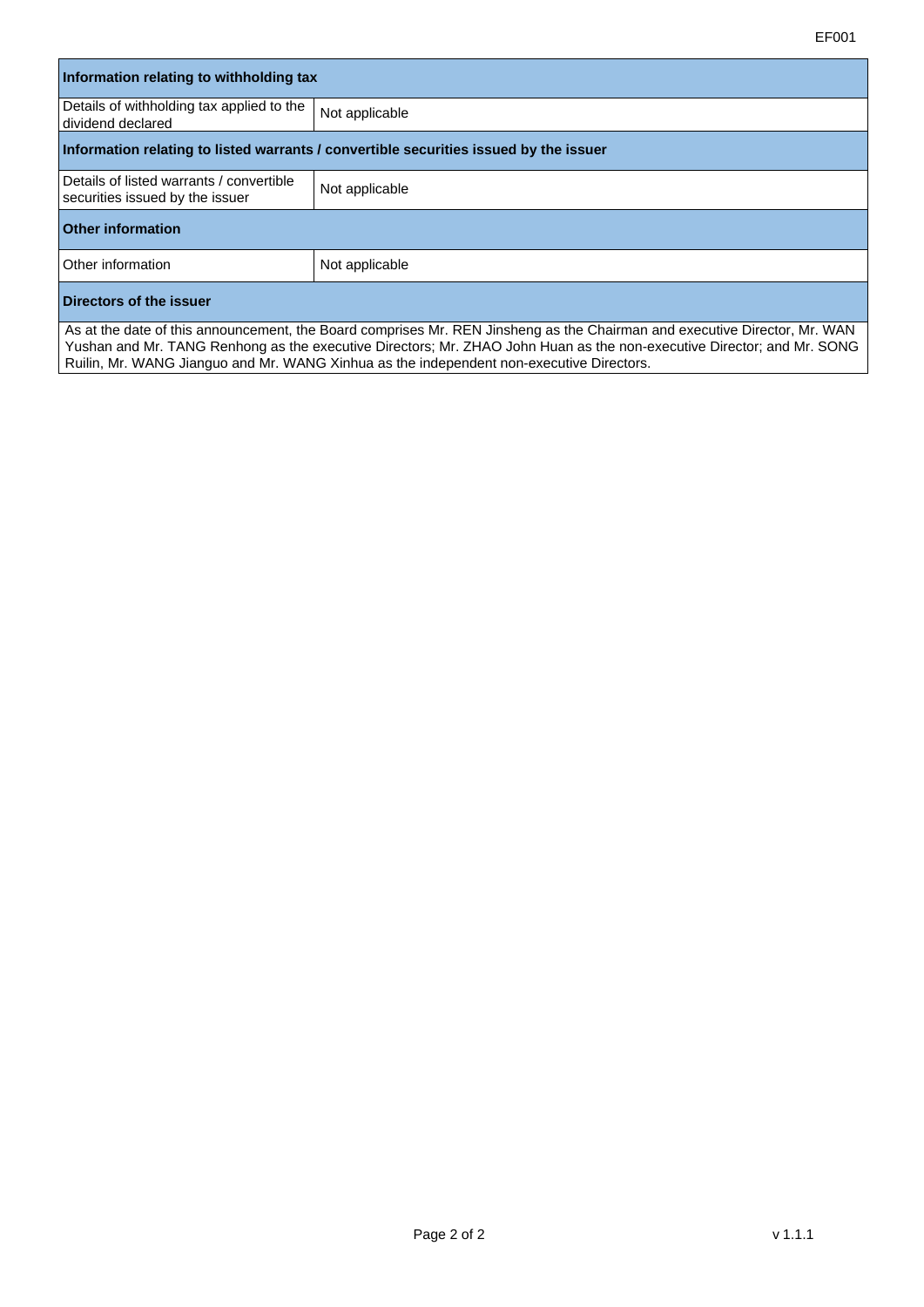## Information relating to withholding tax

| | |
|---|---|
| Details of withholding tax applied to the dividend declared | Not applicable |

## Information relating to listed warrants / convertible securities issued by the issuer

| | |
|---|---|
| Details of listed warrants / convertible securities issued by the issuer | Not applicable |

## Other information

| | |
|---|---|
| Other information | Not applicable |

## Directors of the issuer

As at the date of this announcement, the Board comprises Mr. REN Jinsheng as the Chairman and executive Director, Mr. WAN Yushan and Mr. TANG Renhong as the executive Directors; Mr. ZHAO John Huan as the non-executive Director; and Mr. SONG Ruilin, Mr. WANG Jianguo and Mr. WANG Xinhua as the independent non-executive Directors.